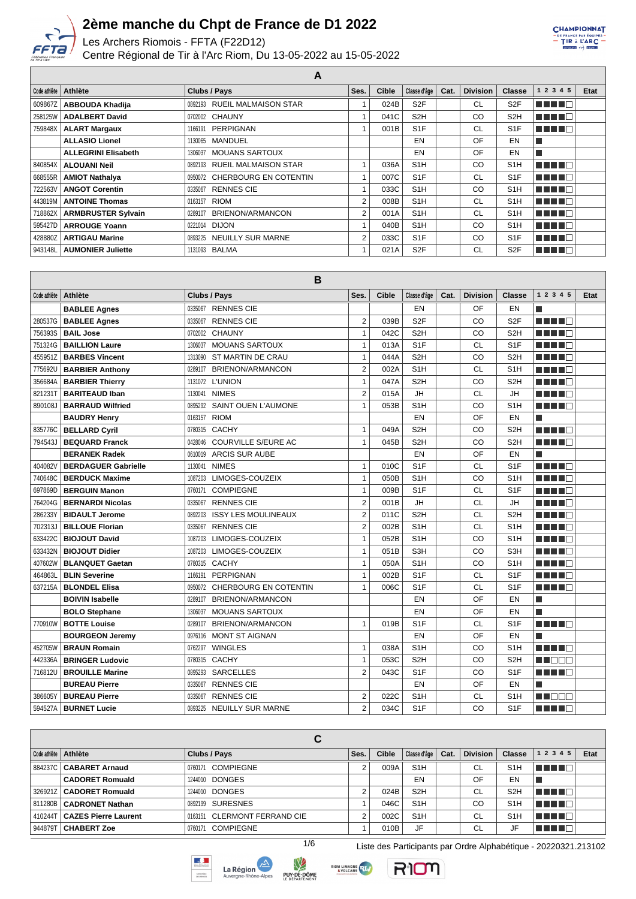# 2ème manche du Chpt de France de D1 2022

Les Archers Riomois - FFTA (F22D12)

Centre Régional de Tir à l'Arc Riom, Du 13-05-2022 au 15-05-2022

## A

| Code athlète | Athlète | Clubs / Pays | Ses. | Cible | Classe d'âge | Cat. | Division | Classe | 1 2 3 4 5 | Etat |
|---|---|---|---|---|---|---|---|---|---|---|
| 609867Z | **ABBOUDA Khadija** | 0892193 RUEIL MALMAISON STAR | 1 | 024B | S2F | | CL | S2F | ■■■■□ | |
| 258125W | **ADALBERT David** | 0702002 CHAUNY | 1 | 041C | S2H | | CO | S2H | ■■■■□ | |
| 759848X | **ALART Margaux** | 1166191 PERPIGNAN | 1 | 001B | S1F | | CL | S1F | ■■■■□ | |
| | **ALLASIO Lionel** | 1130065 MANDUEL | | | EN | | OF | EN | ■ | |
| | **ALLEGRINI Elisabeth** | 1306037 MOUANS SARTOUX | | | EN | | OF | EN | ■ | |
| 840854X | **ALOUANI Neil** | 0892193 RUEIL MALMAISON STAR | 1 | 036A | S1H | | CO | S1H | ■■■■□ | |
| 668555R | **AMIOT Nathalya** | 0950072 CHERBOURG EN COTENTIN | 1 | 007C | S1F | | CL | S1F | ■■■■□ | |
| 722563V | **ANGOT Corentin** | 0335067 RENNES CIE | 1 | 033C | S1H | | CO | S1H | ■■■■□ | |
| 443819M | **ANTOINE Thomas** | 0163157 RIOM | 2 | 008B | S1H | | CL | S1H | ■■■■□ | |
| 718862X | **ARMBRUSTER Sylvain** | 0289107 BRIENON/ARMANCON | 2 | 001A | S1H | | CL | S1H | ■■■■□ | |
| 595427D | **ARROUGE Yoann** | 0221014 DIJON | 1 | 040B | S1H | | CO | S1H | ■■■■□ | |
| 428880Z | **ARTIGAU Marine** | 0893225 NEUILLY SUR MARNE | 2 | 033C | S1F | | CO | S1F | ■■■■□ | |
| 943148L | **AUMONIER Juliette** | 1131093 BALMA | 1 | 021A | S2F | | CL | S2F | ■■■■□ | |

## B

| Code athlète | Athlète | Clubs / Pays | Ses. | Cible | Classe d'âge | Cat. | Division | Classe | 1 2 3 4 5 | Etat |
|---|---|---|---|---|---|---|---|---|---|---|
| | **BABLEE Agnes** | 0335067 RENNES CIE | | | EN | | OF | EN | ■ | |
| 280537G | **BABLEE Agnes** | 0335067 RENNES CIE | 2 | 039B | S2F | | CO | S2F | ■■■■□ | |
| 756393S | **BAIL Jose** | 0702002 CHAUNY | 1 | 042C | S2H | | CO | S2H | ■■■■□ | |
| 751324G | **BAILLION Laure** | 1306037 MOUANS SARTOUX | 1 | 013A | S1F | | CL | S1F | ■■■■□ | |
| 455951Z | **BARBES Vincent** | 1313090 ST MARTIN DE CRAU | 1 | 044A | S2H | | CO | S2H | ■■■■□ | |
| 775692U | **BARBIER Anthony** | 0289107 BRIENON/ARMANCON | 2 | 002A | S1H | | CL | S1H | ■■■■□ | |
| 356684A | **BARBIER Thierry** | 1131072 L'UNION | 1 | 047A | S2H | | CO | S2H | ■■■■□ | |
| 821231T | **BARITEAUD Iban** | 1130041 NIMES | 2 | 015A | JH | | CL | JH | ■■■■□ | |
| 890108J | **BARRAUD Wilfried** | 0895292 SAINT OUEN L'AUMONE | 1 | 053B | S1H | | CO | S1H | ■■■■□ | |
| | **BAUDRY Henry** | 0163157 RIOM | | | EN | | OF | EN | ■ | |
| 835776C | **BELLARD Cyril** | 0780315 CACHY | 1 | 049A | S2H | | CO | S2H | ■■■■□ | |
| 794543J | **BEQUARD Franck** | 0428046 COURVILLE S/EURE AC | 1 | 045B | S2H | | CO | S2H | ■■■■□ | |
| | **BERANEK Radek** | 0610019 ARCIS SUR AUBE | | | EN | | OF | EN | ■ | |
| 404082V | **BERDAGUER Gabrielle** | 1130041 NIMES | 1 | 010C | S1F | | CL | S1F | ■■■■□ | |
| 740648C | **BERDUCK Maxime** | 1087203 LIMOGES-COUZEIX | 1 | 050B | S1H | | CO | S1H | ■■■■□ | |
| 697869D | **BERGUIN Manon** | 0760171 COMPIEGNE | 1 | 009B | S1F | | CL | S1F | ■■■■□ | |
| 764204G | **BERNARDI Nicolas** | 0335067 RENNES CIE | 2 | 001B | JH | | CL | JH | ■■■■□ | |
| 286233Y | **BIDAULT Jerome** | 0892203 ISSY LES MOULINEAUX | 2 | 011C | S2H | | CL | S2H | ■■■■□ | |
| 702313J | **BILLOUE Florian** | 0335067 RENNES CIE | 2 | 002B | S1H | | CL | S1H | ■■■■□ | |
| 633422C | **BIOJOUT David** | 1087203 LIMOGES-COUZEIX | 1 | 052B | S1H | | CO | S1H | ■■■■□ | |
| 633432N | **BIOJOUT Didier** | 1087203 LIMOGES-COUZEIX | 1 | 051B | S3H | | CO | S3H | ■■■■□ | |
| 407602W | **BLANQUET Gaetan** | 0780315 CACHY | 1 | 050A | S1H | | CO | S1H | ■■■■□ | |
| 464863L | **BLIN Severine** | 1166191 PERPIGNAN | 1 | 002B | S1F | | CL | S1F | ■■■■□ | |
| 637215A | **BLONDEL Elisa** | 0950072 CHERBOURG EN COTENTIN | 1 | 006C | S1F | | CL | S1F | ■■■■□ | |
| | **BOIVIN Isabelle** | 0289107 BRIENON/ARMANCON | | | EN | | OF | EN | ■ | |
| | **BOLO Stephane** | 1306037 MOUANS SARTOUX | | | EN | | OF | EN | ■ | |
| 770910W | **BOTTE Louise** | 0289107 BRIENON/ARMANCON | 1 | 019B | S1F | | CL | S1F | ■■■■□ | |
| | **BOURGEON Jeremy** | 0976116 MONT ST AIGNAN | | | EN | | OF | EN | ■ | |
| 452705W | **BRAUN Romain** | 0762297 WINGLES | 1 | 038A | S1H | | CO | S1H | ■■■■□ | |
| 442336A | **BRINGER Ludovic** | 0780315 CACHY | 1 | 053C | S2H | | CO | S2H | ■■□□□ | |
| 716812U | **BROUILLE Marine** | 0895293 SARCELLES | 2 | 043C | S1F | | CO | S1F | ■■■■□ | |
| | **BUREAU Pierre** | 0335067 RENNES CIE | | | EN | | OF | EN | ■ | |
| 386605Y | **BUREAU Pierre** | 0335067 RENNES CIE | 2 | 022C | S1H | | CL | S1H | ■■□□□ | |
| 594527A | **BURNET Lucie** | 0893225 NEUILLY SUR MARNE | 2 | 034C | S1F | | CO | S1F | ■■■■□ | |

## C

| Code athlète | Athlète | Clubs / Pays | Ses. | Cible | Classe d'âge | Cat. | Division | Classe | 1 2 3 4 5 | Etat |
|---|---|---|---|---|---|---|---|---|---|---|
| 884237C | **CABARET Arnaud** | 0760171 COMPIEGNE | 2 | 009A | S1H | | CL | S1H | ■■■■□ | |
| | **CADORET Romuald** | 1244010 DONGES | | | EN | | OF | EN | ■ | |
| 326921Z | **CADORET Romuald** | 1244010 DONGES | 2 | 024B | S2H | | CL | S2H | ■■■■□ | |
| 811280B | **CADRONET Nathan** | 0892199 SURESNES | 1 | 046C | S1H | | CO | S1H | ■■■■□ | |
| 410244T | **CAZES Pierre Laurent** | 0163151 CLERMONT FERRAND CIE | 2 | 002C | S1H | | CL | S1H | ■■■■□ | |
| 944879T | **CHABERT Zoe** | 0760171 COMPIEGNE | 1 | 010B | JF | | CL | JF | ■■■■□ | |

Liste des Participants par Ordre Alphabétique - 20220321.213102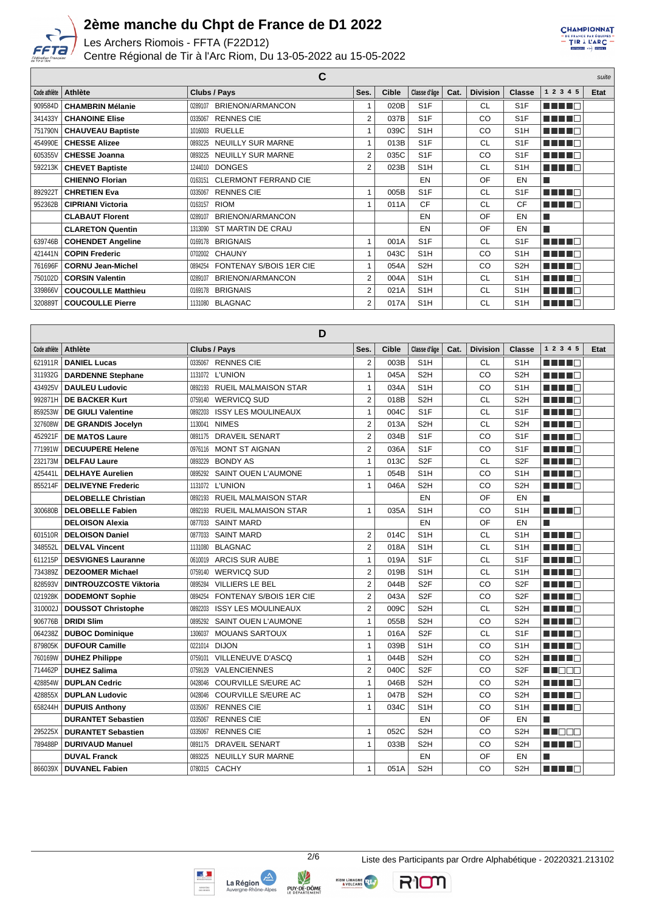# 2ème manche du Chpt de France de D1 2022

Les Archers Riomois - FFTA (F22D12)

Centre Régional de Tir à l'Arc Riom, Du 13-05-2022 au 15-05-2022

## C

*suite*

| Code athlète | Athlète | Clubs / Pays | Ses. | Cible | Classe d'âge | Cat. | Division | Classe | 1 2 3 4 5 | Etat |
|---|---|---|---|---|---|---|---|---|---|---|
| 909584D | **CHAMBRIN Mélanie** | 0289107 BRIENON/ARMANCON | 1 | 020B | S1F | | CL | S1F | ■■■■□ | |
| 341433Y | **CHANOINE Elise** | 0335067 RENNES CIE | 2 | 037B | S1F | | CO | S1F | ■■■■□ | |
| 751790N | **CHAUVEAU Baptiste** | 1016003 RUELLE | 1 | 039C | S1H | | CO | S1H | ■■■■□ | |
| 454990E | **CHESSE Alizee** | 0893225 NEUILLY SUR MARNE | 1 | 013B | S1F | | CL | S1F | ■■■■□ | |
| 605355V | **CHESSE Joanna** | 0893225 NEUILLY SUR MARNE | 2 | 035C | S1F | | CO | S1F | ■■■■□ | |
| 592213K | **CHEVET Baptiste** | 1244010 DONGES | 2 | 023B | S1H | | CL | S1H | ■■■■□ | |
| | **CHIENNO Florian** | 0163151 CLERMONT FERRAND CIE | | | EN | | OF | EN | ■ | |
| 892922T | **CHRETIEN Eva** | 0335067 RENNES CIE | 1 | 005B | S1F | | CL | S1F | ■■■■□ | |
| 952362B | **CIPRIANI Victoria** | 0163157 RIOM | 1 | 011A | CF | | CL | CF | ■■■■□ | |
| | **CLABAUT Florent** | 0289107 BRIENON/ARMANCON | | | EN | | OF | EN | ■ | |
| | **CLARETON Quentin** | 1313090 ST MARTIN DE CRAU | | | EN | | OF | EN | ■ | |
| 639746B | **COHENDET Angeline** | 0169178 BRIGNAIS | 1 | 001A | S1F | | CL | S1F | ■■■■□ | |
| 421441N | **COPIN Frederic** | 0702002 CHAUNY | 1 | 043C | S1H | | CO | S1H | ■■■■□ | |
| 761696F | **CORNU Jean-Michel** | 0894254 FONTENAY S/BOIS 1ER CIE | 1 | 054A | S2H | | CO | S2H | ■■■■□ | |
| 750102D | **CORSIN Valentin** | 0289107 BRIENON/ARMANCON | 2 | 004A | S1H | | CL | S1H | ■■■■□ | |
| 339866V | **COUCOULLE Matthieu** | 0169178 BRIGNAIS | 2 | 021A | S1H | | CL | S1H | ■■■■□ | |
| 320889T | **COUCOULLE Pierre** | 1131080 BLAGNAC | 2 | 017A | S1H | | CL | S1H | ■■■■□ | |

## D

| Code athlète | Athlète | Clubs / Pays | Ses. | Cible | Classe d'âge | Cat. | Division | Classe | 1 2 3 4 5 | Etat |
|---|---|---|---|---|---|---|---|---|---|---|
| 621911R | **DANIEL Lucas** | 0335067 RENNES CIE | 2 | 003B | S1H | | CL | S1H | ■■■■□ | |
| 311932G | **DARDENNE Stephane** | 1131072 L'UNION | 1 | 045A | S2H | | CO | S2H | ■■■■□ | |
| 434925V | **DAULEU Ludovic** | 0892193 RUEIL MALMAISON STAR | 1 | 034A | S1H | | CO | S1H | ■■■■□ | |
| 992871H | **DE BACKER Kurt** | 0759140 WERVICQ SUD | 2 | 018B | S2H | | CL | S2H | ■■■■□ | |
| 859253W | **DE GIULI Valentine** | 0892203 ISSY LES MOULINEAUX | 1 | 004C | S1F | | CL | S1F | ■■■■□ | |
| 327608W | **DE GRANDIS Jocelyn** | 1130041 NIMES | 2 | 013A | S2H | | CL | S2H | ■■■■□ | |
| 452921F | **DE MATOS Laure** | 0891175 DRAVEIL SENART | 2 | 034B | S1F | | CO | S1F | ■■■■□ | |
| 771991W | **DECUUPERE Helene** | 0976116 MONT ST AIGNAN | 2 | 036A | S1F | | CO | S1F | ■■■■□ | |
| 232173M | **DELFAU Laure** | 0893229 BONDY AS | 1 | 013C | S2F | | CL | S2F | ■■■■□ | |
| 425441L | **DELHAYE Aurelien** | 0895292 SAINT OUEN L'AUMONE | 1 | 054B | S1H | | CO | S1H | ■■■■□ | |
| 855214F | **DELIVEYNE Frederic** | 1131072 L'UNION | 1 | 046A | S2H | | CO | S2H | ■■■■□ | |
| | **DELOBELLE Christian** | 0892193 RUEIL MALMAISON STAR | | | EN | | OF | EN | ■ | |
| 300680B | **DELOBELLE Fabien** | 0892193 RUEIL MALMAISON STAR | 1 | 035A | S1H | | CO | S1H | ■■■■□ | |
| | **DELOISON Alexia** | 0877033 SAINT MARD | | | EN | | OF | EN | ■ | |
| 601510R | **DELOISON Daniel** | 0877033 SAINT MARD | 2 | 014C | S1H | | CL | S1H | ■■■■□ | |
| 348552L | **DELVAL Vincent** | 1131080 BLAGNAC | 2 | 018A | S1H | | CL | S1H | ■■■■□ | |
| 611215P | **DESVIGNES Lauranne** | 0610019 ARCIS SUR AUBE | 1 | 019A | S1F | | CL | S1F | ■■■■□ | |
| 734389Z | **DEZOOMER Michael** | 0759140 WERVICQ SUD | 2 | 019B | S1H | | CL | S1H | ■■■■□ | |
| 828593V | **DINTROUZCOSTE Viktoria** | 0895284 VILLIERS LE BEL | 2 | 044B | S2F | | CO | S2F | ■■■■□ | |
| 021928K | **DODEMONT Sophie** | 0894254 FONTENAY S/BOIS 1ER CIE | 2 | 043A | S2F | | CO | S2F | ■■■■□ | |
| 310002J | **DOUSSOT Christophe** | 0892203 ISSY LES MOULINEAUX | 2 | 009C | S2H | | CL | S2H | ■■■■□ | |
| 906776B | **DRIDI Slim** | 0895292 SAINT OUEN L'AUMONE | 1 | 055B | S2H | | CO | S2H | ■■■■□ | |
| 064238Z | **DUBOC Dominique** | 1306037 MOUANS SARTOUX | 1 | 016A | S2F | | CL | S1F | ■■■■□ | |
| 879805K | **DUFOUR Camille** | 0221014 DIJON | 1 | 039B | S1H | | CO | S1H | ■■■■□ | |
| 760169W | **DUHEZ Philippe** | 0759101 VILLENEUVE D'ASCQ | 1 | 044B | S2H | | CO | S2H | ■■■■□ | |
| 714462P | **DUHEZ Salima** | 0759129 VALENCIENNES | 2 | 040C | S2F | | CO | S2F | ■■□□□ | |
| 428854W | **DUPLAN Cedric** | 0428046 COURVILLE S/EURE AC | 1 | 046B | S2H | | CO | S2H | ■■■■□ | |
| 428855X | **DUPLAN Ludovic** | 0428046 COURVILLE S/EURE AC | 1 | 047B | S2H | | CO | S2H | ■■■■□ | |
| 658244H | **DUPUIS Anthony** | 0335067 RENNES CIE | 1 | 034C | S1H | | CO | S1H | ■■■■□ | |
| | **DURANTET Sebastien** | 0335067 RENNES CIE | | | EN | | OF | EN | ■ | |
| 295225X | **DURANTET Sebastien** | 0335067 RENNES CIE | 1 | 052C | S2H | | CO | S2H | ■■□□□ | |
| 789488P | **DURIVAUD Manuel** | 0891175 DRAVEIL SENART | 1 | 033B | S2H | | CO | S2H | ■■■■□ | |
| | **DUVAL Franck** | 0893225 NEUILLY SUR MARNE | | | EN | | OF | EN | ■ | |
| 866039X | **DUVANEL Fabien** | 0780315 CACHY | 1 | 051A | S2H | | CO | S2H | ■■■■□ | |

Liste des Participants par Ordre Alphabétique - 20220321.213102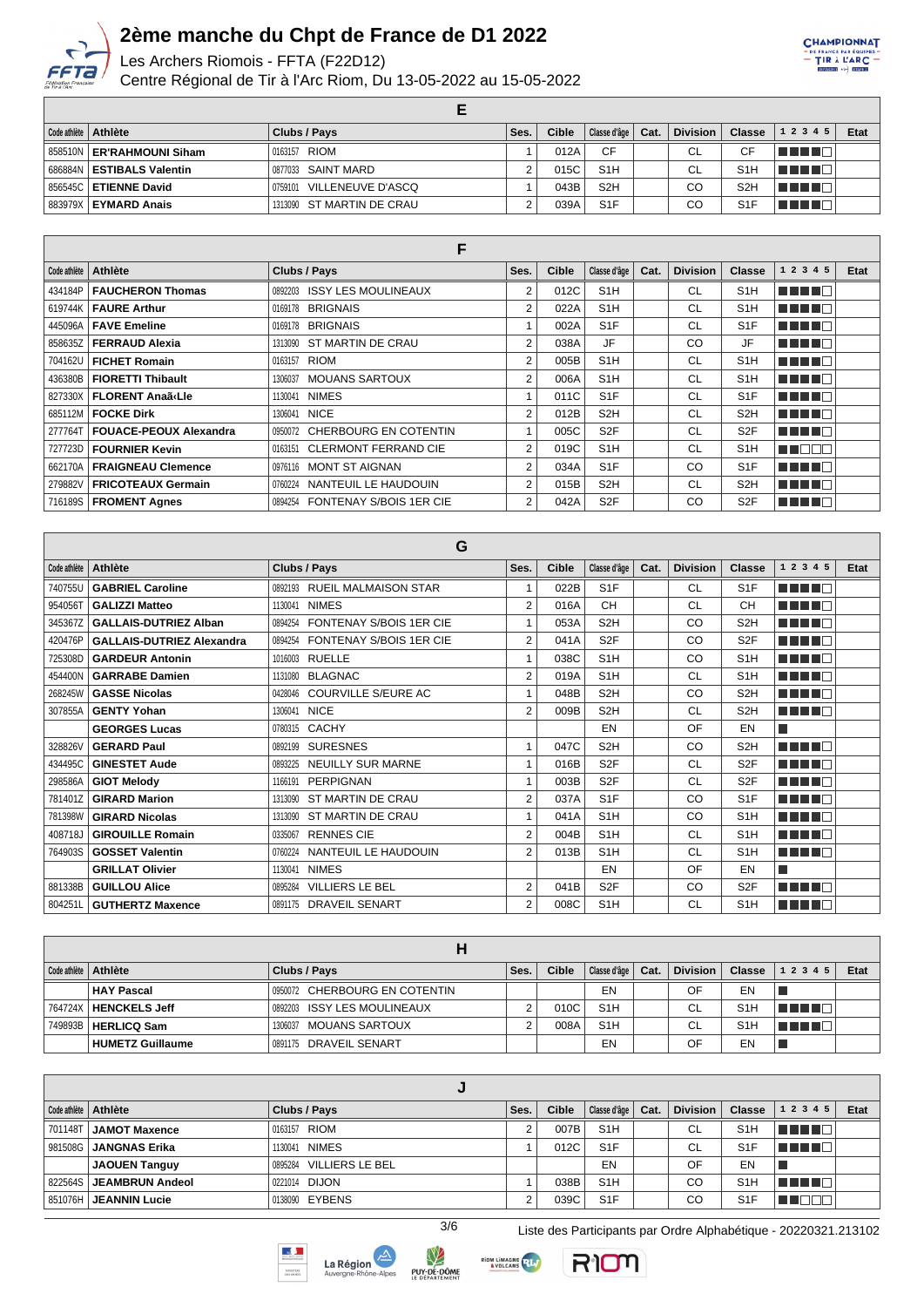# 2ème manche du Chpt de France de D1 2022

Les Archers Riomois - FFTA (F22D12)

Centre Régional de Tir à l'Arc Riom, Du 13-05-2022 au 15-05-2022

## E

| Code athlète | Athlète | Clubs / Pays | Ses. | Cible | Classe d'âge | Cat. | Division | Classe | 1 2 3 4 5 | Etat |
|---|---|---|---|---|---|---|---|---|---|---|
| 858510N | **ER'RAHMOUNI Siham** | 0163157 RIOM | 1 | 012A | CF | | CL | CF | ■■■■□ | |
| 686884N | **ESTIBALS Valentin** | 0877033 SAINT MARD | 2 | 015C | S1H | | CL | S1H | ■■■■□ | |
| 856545C | **ETIENNE David** | 0759101 VILLENEUVE D'ASCQ | 1 | 043B | S2H | | CO | S2H | ■■■■□ | |
| 883979X | **EYMARD Anais** | 1313090 ST MARTIN DE CRAU | 2 | 039A | S1F | | CO | S1F | ■■■■□ | |

## F

| Code athlète | Athlète | Clubs / Pays | Ses. | Cible | Classe d'âge | Cat. | Division | Classe | 1 2 3 4 5 | Etat |
|---|---|---|---|---|---|---|---|---|---|---|
| 434184P | **FAUCHERON Thomas** | 0892203 ISSY LES MOULINEAUX | 2 | 012C | S1H | | CL | S1H | ■■■■□ | |
| 619744K | **FAURE Arthur** | 0169178 BRIGNAIS | 2 | 022A | S1H | | CL | S1H | ■■■■□ | |
| 445096A | **FAVE Emeline** | 0169178 BRIGNAIS | 1 | 002A | S1F | | CL | S1F | ■■■■□ | |
| 858635Z | **FERRAUD Alexia** | 1313090 ST MARTIN DE CRAU | 2 | 038A | JF | | CO | JF | ■■■■□ | |
| 704162U | **FICHET Romain** | 0163157 RIOM | 2 | 005B | S1H | | CL | S1H | ■■■■□ | |
| 436380B | **FIORETTI Thibault** | 1306037 MOUANS SARTOUX | 2 | 006A | S1H | | CL | S1H | ■■■■□ | |
| 827330X | **FLORENT Anaã‹Lle** | 1130041 NIMES | 1 | 011C | S1F | | CL | S1F | ■■■■□ | |
| 685112M | **FOCKE Dirk** | 1306041 NICE | 2 | 012B | S2H | | CL | S2H | ■■■■□ | |
| 277764T | **FOUACE-PEOUX Alexandra** | 0950072 CHERBOURG EN COTENTIN | 1 | 005C | S2F | | CL | S2F | ■■■■□ | |
| 727723D | **FOURNIER Kevin** | 0163151 CLERMONT FERRAND CIE | 2 | 019C | S1H | | CL | S1H | ■■□□□ | |
| 662170A | **FRAIGNEAU Clemence** | 0976116 MONT ST AIGNAN | 2 | 034A | S1F | | CO | S1F | ■■■■□ | |
| 279882V | **FRICOTEAUX Germain** | 0760224 NANTEUIL LE HAUDOUIN | 2 | 015B | S2H | | CL | S2H | ■■■■□ | |
| 716189S | **FROMENT Agnes** | 0894254 FONTENAY S/BOIS 1ER CIE | 2 | 042A | S2F | | CO | S2F | ■■■■□ | |

## G

| Code athlète | Athlète | Clubs / Pays | Ses. | Cible | Classe d'âge | Cat. | Division | Classe | 1 2 3 4 5 | Etat |
|---|---|---|---|---|---|---|---|---|---|---|
| 740755U | **GABRIEL Caroline** | 0892193 RUEIL MALMAISON STAR | 1 | 022B | S1F | | CL | S1F | ■■■■□ | |
| 954056T | **GALIZZI Matteo** | 1130041 NIMES | 2 | 016A | CH | | CL | CH | ■■■■□ | |
| 345367Z | **GALLAIS-DUTRIEZ Alban** | 0894254 FONTENAY S/BOIS 1ER CIE | 1 | 053A | S2H | | CO | S2H | ■■■■□ | |
| 420476P | **GALLAIS-DUTRIEZ Alexandra** | 0894254 FONTENAY S/BOIS 1ER CIE | 2 | 041A | S2F | | CO | S2F | ■■■■□ | |
| 725308D | **GARDEUR Antonin** | 1016003 RUELLE | 1 | 038C | S1H | | CO | S1H | ■■■■□ | |
| 454400N | **GARRABE Damien** | 1131080 BLAGNAC | 2 | 019A | S1H | | CL | S1H | ■■■■□ | |
| 268245W | **GASSE Nicolas** | 0428046 COURVILLE S/EURE AC | 1 | 048B | S2H | | CO | S2H | ■■■■□ | |
| 307855A | **GENTY Yohan** | 1306041 NICE | 2 | 009B | S2H | | CL | S2H | ■■■■□ | |
| | **GEORGES Lucas** | 0780315 CACHY | | | EN | | OF | EN | ■ | |
| 328826V | **GERARD Paul** | 0892199 SURESNES | 1 | 047C | S2H | | CO | S2H | ■■■■□ | |
| 434495C | **GINESTET Aude** | 0893225 NEUILLY SUR MARNE | 1 | 016B | S2F | | CL | S2F | ■■■■□ | |
| 298586A | **GIOT Melody** | 1166191 PERPIGNAN | 1 | 003B | S2F | | CL | S2F | ■■■■□ | |
| 781401Z | **GIRARD Marion** | 1313090 ST MARTIN DE CRAU | 2 | 037A | S1F | | CO | S1F | ■■■■□ | |
| 781398W | **GIRARD Nicolas** | 1313090 ST MARTIN DE CRAU | 1 | 041A | S1H | | CO | S1H | ■■■■□ | |
| 408718J | **GIROUILLE Romain** | 0335067 RENNES CIE | 2 | 004B | S1H | | CL | S1H | ■■■■□ | |
| 764903S | **GOSSET Valentin** | 0760224 NANTEUIL LE HAUDOUIN | 2 | 013B | S1H | | CL | S1H | ■■■■□ | |
| | **GRILLAT Olivier** | 1130041 NIMES | | | EN | | OF | EN | ■ | |
| 881338B | **GUILLOU Alice** | 0895284 VILLIERS LE BEL | 2 | 041B | S2F | | CO | S2F | ■■■■□ | |
| 804251L | **GUTHERTZ Maxence** | 0891175 DRAVEIL SENART | 2 | 008C | S1H | | CL | S1H | ■■■■□ | |

## H

| Code athlète | Athlète | Clubs / Pays | Ses. | Cible | Classe d'âge | Cat. | Division | Classe | 1 2 3 4 5 | Etat |
|---|---|---|---|---|---|---|---|---|---|---|
| | **HAY Pascal** | 0950072 CHERBOURG EN COTENTIN | | | EN | | OF | EN | ■ | |
| 764724X | **HENCKELS Jeff** | 0892203 ISSY LES MOULINEAUX | 2 | 010C | S1H | | CL | S1H | ■■■■□ | |
| 749893B | **HERLICQ Sam** | 1306037 MOUANS SARTOUX | 2 | 008A | S1H | | CL | S1H | ■■■■□ | |
| | **HUMETZ Guillaume** | 0891175 DRAVEIL SENART | | | EN | | OF | EN | ■ | |

## J

| Code athlète | Athlète | Clubs / Pays | Ses. | Cible | Classe d'âge | Cat. | Division | Classe | 1 2 3 4 5 | Etat |
|---|---|---|---|---|---|---|---|---|---|---|
| 701148T | **JAMOT Maxence** | 0163157 RIOM | 2 | 007B | S1H | | CL | S1H | ■■■■□ | |
| 981508G | **JANGNAS Erika** | 1130041 NIMES | 1 | 012C | S1F | | CL | S1F | ■■■■□ | |
| | **JAOUEN Tanguy** | 0895284 VILLIERS LE BEL | | | EN | | OF | EN | ■ | |
| 822564S | **JEAMBRUN Andeol** | 0221014 DIJON | 1 | 038B | S1H | | CO | S1H | ■■■■□ | |
| 851076H | **JEANNIN Lucie** | 0138090 EYBENS | 2 | 039C | S1F | | CO | S1F | ■■□□□ | |

Liste des Participants par Ordre Alphabétique - 20220321.213102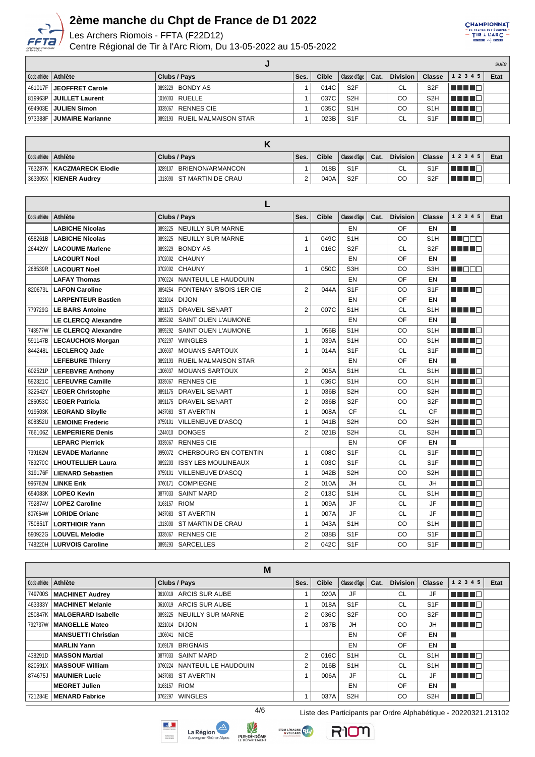# 2ème manche du Chpt de France de D1 2022

Les Archers Riomois - FFTA (F22D12)

Centre Régional de Tir à l'Arc Riom, Du 13-05-2022 au 15-05-2022

## J

*suite*

| Code athlète | Athlète | Clubs / Pays | Ses. | Cible | Classe d'âge | Cat. | Division | Classe | 1 2 3 4 5 | Etat |
|---|---|---|---|---|---|---|---|---|---|---|
| 461017F | **JEOFFRET Carole** | 0893229 BONDY AS | 1 | 014C | S2F | | CL | S2F | ■■■■□ | |
| 819963P | **JUILLET Laurent** | 1016003 RUELLE | 1 | 037C | S2H | | CO | S2H | ■■■■□ | |
| 694903E | **JULIEN Simon** | 0335067 RENNES CIE | 1 | 035C | S1H | | CO | S1H | ■■■■□ | |
| 973388F | **JUMAIRE Marianne** | 0892193 RUEIL MALMAISON STAR | 1 | 023B | S1F | | CL | S1F | ■■■■□ | |

## K

| Code athlète | Athlète | Clubs / Pays | Ses. | Cible | Classe d'âge | Cat. | Division | Classe | 1 2 3 4 5 | Etat |
|---|---|---|---|---|---|---|---|---|---|---|
| 763287K | **KACZMARECK Elodie** | 0289107 BRIENON/ARMANCON | 1 | 018B | S1F | | CL | S1F | ■■■■□ | |
| 363305X | **KIENER Audrey** | 1313090 ST MARTIN DE CRAU | 2 | 040A | S2F | | CO | S2F | ■■■■□ | |

## L

| Code athlète | Athlète | Clubs / Pays | Ses. | Cible | Classe d'âge | Cat. | Division | Classe | 1 2 3 4 5 | Etat |
|---|---|---|---|---|---|---|---|---|---|---|
| | **LABICHE Nicolas** | 0893225 NEUILLY SUR MARNE | | | EN | | OF | EN | ■ | |
| 658261B | **LABICHE Nicolas** | 0893225 NEUILLY SUR MARNE | 1 | 049C | S1H | | CO | S1H | ■■□□□ | |
| 264429Y | **LACOUME Marlene** | 0893229 BONDY AS | 1 | 016C | S2F | | CL | S2F | ■■■■□ | |
| | **LACOURT Noel** | 0702002 CHAUNY | | | EN | | OF | EN | ■ | |
| 268539R | **LACOURT Noel** | 0702002 CHAUNY | 1 | 050C | S3H | | CO | S3H | ■■□□□ | |
| | **LAFAY Thomas** | 0760224 NANTEUIL LE HAUDOUIN | | | EN | | OF | EN | ■ | |
| 820673L | **LAFON Caroline** | 0894254 FONTENAY S/BOIS 1ER CIE | 2 | 044A | S1F | | CO | S1F | ■■■■□ | |
| | **LARPENTEUR Bastien** | 0221014 DIJON | | | EN | | OF | EN | ■ | |
| 779729G | **LE BARS Antoine** | 0891175 DRAVEIL SENART | 2 | 007C | S1H | | CL | S1H | ■■■■□ | |
| | **LE CLERCQ Alexandre** | 0895292 SAINT OUEN L'AUMONE | | | EN | | OF | EN | ■ | |
| 743977W | **LE CLERCQ Alexandre** | 0895292 SAINT OUEN L'AUMONE | 1 | 056B | S1H | | CO | S1H | ■■■■□ | |
| 591147B | **LECAUCHOIS Morgan** | 0762297 WINGLES | 1 | 039A | S1H | | CO | S1H | ■■■■□ | |
| 844248L | **LECLERCQ Jade** | 1306037 MOUANS SARTOUX | 1 | 014A | S1F | | CL | S1F | ■■■■□ | |
| | **LEFEBURE Thierry** | 0892193 RUEIL MALMAISON STAR | | | EN | | OF | EN | ■ | |
| 602521P | **LEFEBVRE Anthony** | 1306037 MOUANS SARTOUX | 2 | 005A | S1H | | CL | S1H | ■■■■□ | |
| 592321C | **LEFEUVRE Camille** | 0335067 RENNES CIE | 1 | 036C | S1H | | CO | S1H | ■■■■□ | |
| 322642Y | **LEGER Christophe** | 0891175 DRAVEIL SENART | 1 | 036B | S2H | | CO | S2H | ■■■■□ | |
| 286053C | **LEGER Patricia** | 0891175 DRAVEIL SENART | 2 | 036B | S2F | | CO | S2F | ■■■■□ | |
| 919503K | **LEGRAND Sibylle** | 0437083 ST AVERTIN | 1 | 008A | CF | | CL | CF | ■■■■□ | |
| 808352U | **LEMOINE Frederic** | 0759101 VILLENEUVE D'ASCQ | 1 | 041B | S2H | | CO | S2H | ■■■■□ | |
| 766106Z | **LEMPERIERE Denis** | 1244010 DONGES | 2 | 021B | S2H | | CL | S2H | ■■■■□ | |
| | **LEPARC Pierrick** | 0335067 RENNES CIE | | | EN | | OF | EN | ■ | |
| 739162M | **LEVADE Marianne** | 0950072 CHERBOURG EN COTENTIN | 1 | 008C | S1F | | CL | S1F | ■■■■□ | |
| 789270C | **LHOUTELLIER Laura** | 0892203 ISSY LES MOULINEAUX | 1 | 003C | S1F | | CL | S1F | ■■■■□ | |
| 319176F | **LIENARD Sebastien** | 0759101 VILLENEUVE D'ASCQ | 1 | 042B | S2H | | CO | S2H | ■■■■□ | |
| 996762M | **LINKE Erik** | 0760171 COMPIEGNE | 2 | 010A | JH | | CL | JH | ■■■■□ | |
| 654083K | **LOPEO Kevin** | 0877033 SAINT MARD | 2 | 013C | S1H | | CL | S1H | ■■■■□ | |
| 792874V | **LOPEZ Caroline** | 0163157 RIOM | 1 | 009A | JF | | CL | JF | ■■■■□ | |
| 807664W | **LORIDE Oriane** | 0437083 ST AVERTIN | 1 | 007A | JF | | CL | JF | ■■■■□ | |
| 750851T | **LORTHIOIR Yann** | 1313090 ST MARTIN DE CRAU | 1 | 043A | S1H | | CO | S1H | ■■■■□ | |
| 590922G | **LOUVEL Melodie** | 0335067 RENNES CIE | 2 | 038B | S1F | | CO | S1F | ■■■■□ | |
| 748220H | **LURVOIS Caroline** | 0895293 SARCELLES | 2 | 042C | S1F | | CO | S1F | ■■■■□ | |

## M

| Code athlète | Athlète | Clubs / Pays | Ses. | Cible | Classe d'âge | Cat. | Division | Classe | 1 2 3 4 5 | Etat |
|---|---|---|---|---|---|---|---|---|---|---|
| 749700S | **MACHINET Audrey** | 0610019 ARCIS SUR AUBE | 1 | 020A | JF | | CL | JF | ■■■■□ | |
| 463333Y | **MACHINET Melanie** | 0610019 ARCIS SUR AUBE | 1 | 018A | S1F | | CL | S1F | ■■■■□ | |
| 250847K | **MALGERARD Isabelle** | 0893225 NEUILLY SUR MARNE | 2 | 036C | S2F | | CO | S2F | ■■■■□ | |
| 792737W | **MANGELLE Mateo** | 0221014 DIJON | 1 | 037B | JH | | CO | JH | ■■■■□ | |
| | **MANSUETTI Christian** | 1306041 NICE | | | EN | | OF | EN | ■ | |
| | **MARLIN Yann** | 0169178 BRIGNAIS | | | EN | | OF | EN | ■ | |
| 438291D | **MASSON Martial** | 0877033 SAINT MARD | 2 | 016C | S1H | | CL | S1H | ■■■■□ | |
| 820591X | **MASSOUF William** | 0760224 NANTEUIL LE HAUDOUIN | 2 | 016B | S1H | | CL | S1H | ■■■■□ | |
| 874675J | **MAUNIER Lucie** | 0437083 ST AVERTIN | 1 | 006A | JF | | CL | JF | ■■■■□ | |
| | **MEGRET Julien** | 0163157 RIOM | | | EN | | OF | EN | ■ | |
| 721284E | **MENARD Fabrice** | 0762297 WINGLES | 1 | 037A | S2H | | CO | S2H | ■■■■□ | |

Liste des Participants par Ordre Alphabétique - 20220321.213102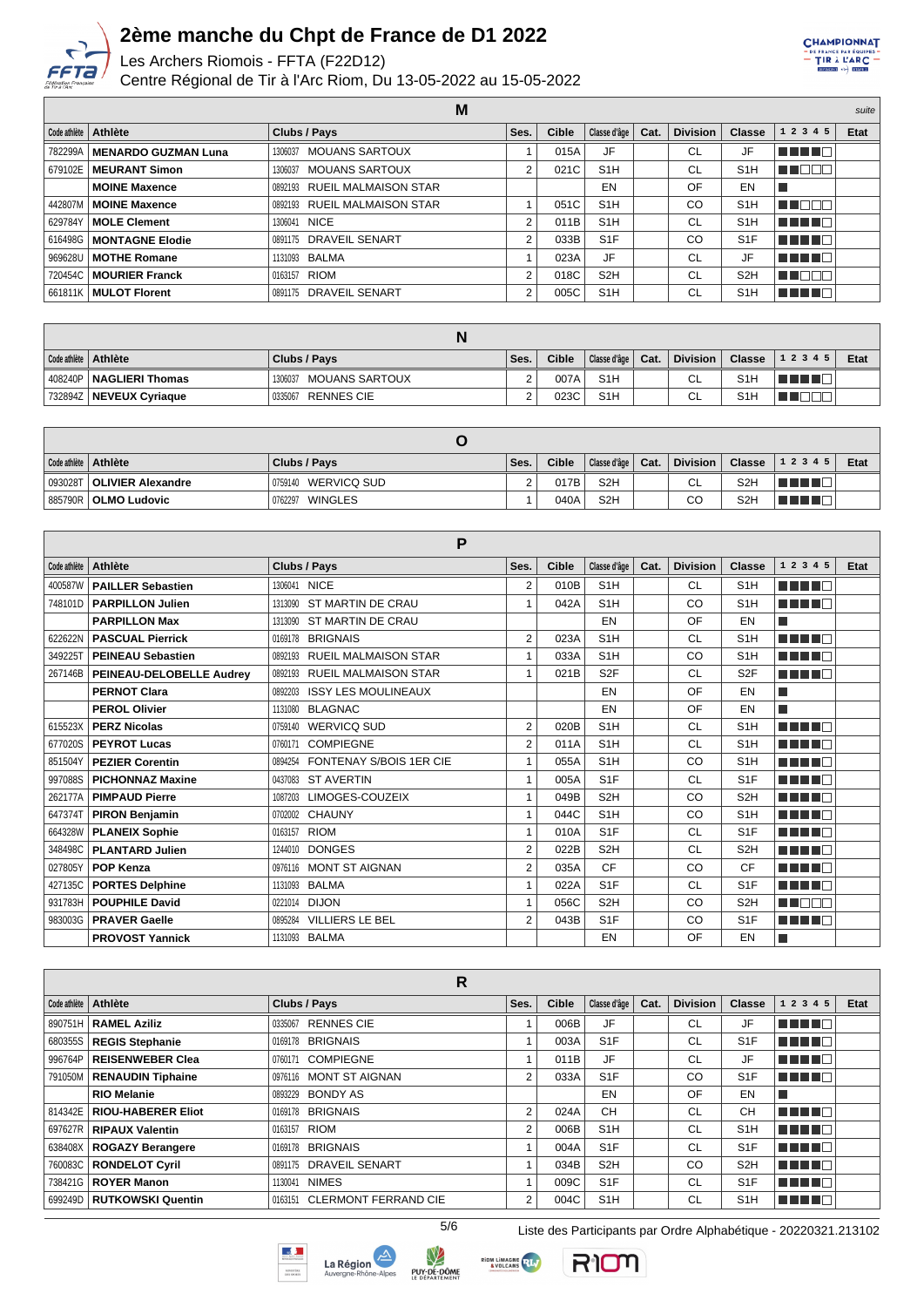# 2ème manche du Chpt de France de D1 2022

Les Archers Riomois - FFTA (F22D12)

Centre Régional de Tir à l'Arc Riom, Du 13-05-2022 au 15-05-2022

## M

*suite*

| Code athlète | Athlète | Clubs / Pays | Ses. | Cible | Classe d'âge | Cat. | Division | Classe | 1 2 3 4 5 | Etat |
|---|---|---|---|---|---|---|---|---|---|---|
| 782299A | **MENARDO GUZMAN Luna** | 1306037 MOUANS SARTOUX | 1 | 015A | JF | | CL | JF | ■■■■□ | |
| 679102E | **MEURANT Simon** | 1306037 MOUANS SARTOUX | 2 | 021C | S1H | | CL | S1H | ■■□□□ | |
| | **MOINE Maxence** | 0892193 RUEIL MALMAISON STAR | | | EN | | OF | EN | ■ | |
| 442807M | **MOINE Maxence** | 0892193 RUEIL MALMAISON STAR | 1 | 051C | S1H | | CO | S1H | ■■□□□ | |
| 629784Y | **MOLE Clement** | 1306041 NICE | 2 | 011B | S1H | | CL | S1H | ■■■■□ | |
| 616498G | **MONTAGNE Elodie** | 0891175 DRAVEIL SENART | 2 | 033B | S1F | | CO | S1F | ■■■■□ | |
| 969628U | **MOTHE Romane** | 1131093 BALMA | 1 | 023A | JF | | CL | JF | ■■■■□ | |
| 720454C | **MOURIER Franck** | 0163157 RIOM | 2 | 018C | S2H | | CL | S2H | ■■□□□ | |
| 661811K | **MULOT Florent** | 0891175 DRAVEIL SENART | 2 | 005C | S1H | | CL | S1H | ■■■■□ | |

## N

| Code athlète | Athlète | Clubs / Pays | Ses. | Cible | Classe d'âge | Cat. | Division | Classe | 1 2 3 4 5 | Etat |
|---|---|---|---|---|---|---|---|---|---|---|
| 408240P | **NAGLIERI Thomas** | 1306037 MOUANS SARTOUX | 2 | 007A | S1H | | CL | S1H | ■■■■□ | |
| 732894Z | **NEVEUX Cyriaque** | 0335067 RENNES CIE | 2 | 023C | S1H | | CL | S1H | ■■□□□ | |

## O

| Code athlète | Athlète | Clubs / Pays | Ses. | Cible | Classe d'âge | Cat. | Division | Classe | 1 2 3 4 5 | Etat |
|---|---|---|---|---|---|---|---|---|---|---|
| 093028T | **OLIVIER Alexandre** | 0759140 WERVICQ SUD | 2 | 017B | S2H | | CL | S2H | ■■■■□ | |
| 885790R | **OLMO Ludovic** | 0762297 WINGLES | 1 | 040A | S2H | | CO | S2H | ■■■■□ | |

## P

| Code athlète | Athlète | Clubs / Pays | Ses. | Cible | Classe d'âge | Cat. | Division | Classe | 1 2 3 4 5 | Etat |
|---|---|---|---|---|---|---|---|---|---|---|
| 400587W | **PAILLER Sebastien** | 1306041 NICE | 2 | 010B | S1H | | CL | S1H | ■■■■□ | |
| 748101D | **PARPILLON Julien** | 1313090 ST MARTIN DE CRAU | 1 | 042A | S1H | | CO | S1H | ■■■■□ | |
| | **PARPILLON Max** | 1313090 ST MARTIN DE CRAU | | | EN | | OF | EN | ■ | |
| 622622N | **PASCUAL Pierrick** | 0169178 BRIGNAIS | 2 | 023A | S1H | | CL | S1H | ■■■■□ | |
| 349225T | **PEINEAU Sebastien** | 0892193 RUEIL MALMAISON STAR | 1 | 033A | S1H | | CO | S1H | ■■■■□ | |
| 267146B | **PEINEAU-DELOBELLE Audrey** | 0892193 RUEIL MALMAISON STAR | 1 | 021B | S2F | | CL | S2F | ■■■■□ | |
| | **PERNOT Clara** | 0892203 ISSY LES MOULINEAUX | | | EN | | OF | EN | ■ | |
| | **PEROL Olivier** | 1131080 BLAGNAC | | | EN | | OF | EN | ■ | |
| 615523X | **PERZ Nicolas** | 0759140 WERVICQ SUD | 2 | 020B | S1H | | CL | S1H | ■■■■□ | |
| 677020S | **PEYROT Lucas** | 0760171 COMPIEGNE | 2 | 011A | S1H | | CL | S1H | ■■■■□ | |
| 851504Y | **PEZER Corentin** | 0894254 FONTENAY S/BOIS 1ER CIE | 1 | 055A | S1H | | CO | S1H | ■■■■□ | |
| 997088S | **PICHONNAZ Maxine** | 0437083 ST AVERTIN | 1 | 005A | S1F | | CL | S1F | ■■■■□ | |
| 262177A | **PIMPAUD Pierre** | 1087203 LIMOGES-COUZEIX | 1 | 049B | S2H | | CO | S2H | ■■■■□ | |
| 647374T | **PIRON Benjamin** | 0702002 CHAUNY | 1 | 044C | S1H | | CO | S1H | ■■■■□ | |
| 664328W | **PLANEIX Sophie** | 0163157 RIOM | 1 | 010A | S1F | | CL | S1F | ■■■■□ | |
| 348498C | **PLANTARD Julien** | 1244010 DONGES | 2 | 022B | S2H | | CL | S2H | ■■■■□ | |
| 027805Y | **POP Kenza** | 0976116 MONT ST AIGNAN | 2 | 035A | CF | | CO | CF | ■■■■□ | |
| 427135C | **PORTES Delphine** | 1131093 BALMA | 1 | 022A | S1F | | CL | S1F | ■■■■□ | |
| 931783H | **POUPHILE David** | 0221014 DIJON | 1 | 056C | S2H | | CO | S2H | ■■□□□ | |
| 983003G | **PRAVER Gaelle** | 0895284 VILLIERS LE BEL | 2 | 043B | S1F | | CO | S1F | ■■■■□ | |
| | **PROVOST Yannick** | 1131093 BALMA | | | EN | | OF | EN | ■ | |

## R

| Code athlète | Athlète | Clubs / Pays | Ses. | Cible | Classe d'âge | Cat. | Division | Classe | 1 2 3 4 5 | Etat |
|---|---|---|---|---|---|---|---|---|---|---|
| 890751H | **RAMEL Aziliz** | 0335067 RENNES CIE | 1 | 006B | JF | | CL | JF | ■■■■□ | |
| 680355S | **REGIS Stephanie** | 0169178 BRIGNAIS | 1 | 003A | S1F | | CL | S1F | ■■■■□ | |
| 996764P | **REISENWEBER Clea** | 0760171 COMPIEGNE | 1 | 011B | JF | | CL | JF | ■■■■□ | |
| 791050M | **RENAUDIN Tiphaine** | 0976116 MONT ST AIGNAN | 2 | 033A | S1F | | CO | S1F | ■■■■□ | |
| | **RIO Melanie** | 0893229 BONDY AS | | | EN | | OF | EN | ■ | |
| 814342E | **RIOU-HABERER Eliot** | 0169178 BRIGNAIS | 2 | 024A | CH | | CL | CH | ■■■■□ | |
| 697627R | **RIPAUX Valentin** | 0163157 RIOM | 2 | 006B | S1H | | CL | S1H | ■■■■□ | |
| 638408X | **ROGAZY Berangere** | 0169178 BRIGNAIS | 1 | 004A | S1F | | CL | S1F | ■■■■□ | |
| 760083C | **RONDELOT Cyril** | 0891175 DRAVEIL SENART | 1 | 034B | S2H | | CO | S2H | ■■■■□ | |
| 738421G | **ROYER Manon** | 1130041 NIMES | 1 | 009C | S1F | | CL | S1F | ■■■■□ | |
| 699249D | **RUTKOWSKI Quentin** | 0163151 CLERMONT FERRAND CIE | 2 | 004C | S1H | | CL | S1H | ■■■■□ | |

Liste des Participants par Ordre Alphabétique - 20220321.213102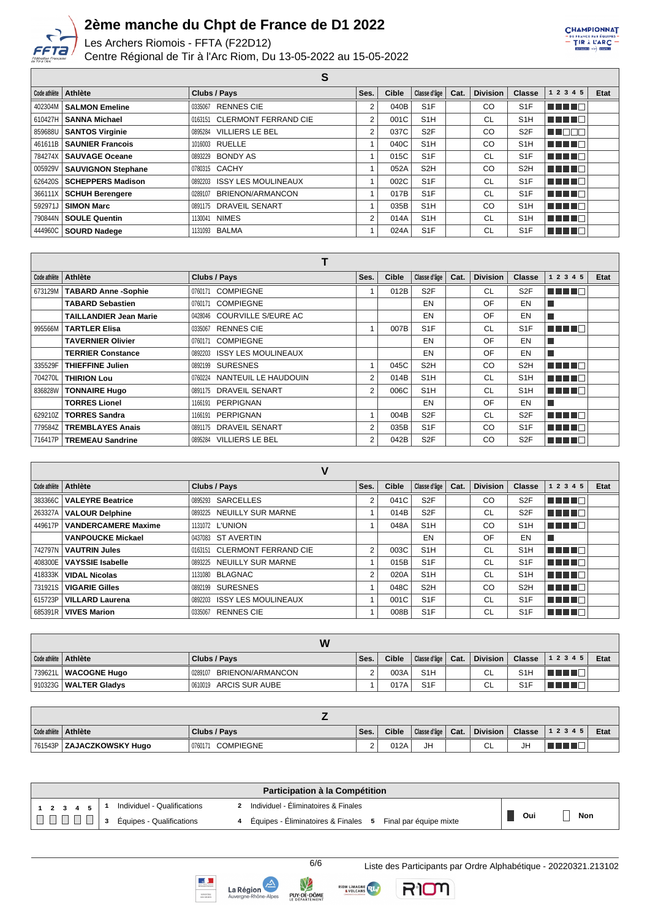# 2ème manche du Chpt de France de D1 2022

Les Archers Riomois - FFTA (F22D12)

Centre Régional de Tir à l'Arc Riom, Du 13-05-2022 au 15-05-2022

## S

| Code athlète | Athlète | Clubs / Pays | Ses. | Cible | Classe d'âge | Cat. | Division | Classe | 1 2 3 4 5 | Etat |
|---|---|---|---|---|---|---|---|---|---|---|
| 402304M | SALMON Emeline | 0335067 RENNES CIE | 2 | 040B | S1F | | CO | S1F | ■■■■□ | |
| 610427H | SANNA Michael | 0163151 CLERMONT FERRAND CIE | 2 | 001C | S1H | | CL | S1H | ■■■■□ | |
| 859688U | SANTOS Virginie | 0895284 VILLIERS LE BEL | 2 | 037C | S2F | | CO | S2F | ■■□□□ | |
| 461611B | SAUNIER Francois | 1016003 RUELLE | 1 | 040C | S1H | | CO | S1H | ■■■■□ | |
| 784274X | SAUVAGE Oceane | 0893229 BONDY AS | 1 | 015C | S1F | | CL | S1F | ■■■■□ | |
| 005929V | SAUVIGNON Stephane | 0780315 CACHY | 1 | 052A | S2H | | CO | S2H | ■■■■□ | |
| 626420S | SCHEPPERS Madison | 0892203 ISSY LES MOULINEAUX | 1 | 002C | S1F | | CL | S1F | ■■■■□ | |
| 366111X | SCHUH Berengere | 0289107 BRIENON/ARMANCON | 1 | 017B | S1F | | CL | S1F | ■■■■□ | |
| 592971J | SIMON Marc | 0891175 DRAVEIL SENART | 1 | 035B | S1H | | CO | S1H | ■■■■□ | |
| 790844N | SOULE Quentin | 1130041 NIMES | 2 | 014A | S1H | | CL | S1H | ■■■■□ | |
| 444960C | SOURD Nadege | 1131093 BALMA | 1 | 024A | S1F | | CL | S1F | ■■■■□ | |

## T

| Code athlète | Athlète | Clubs / Pays | Ses. | Cible | Classe d'âge | Cat. | Division | Classe | 1 2 3 4 5 | Etat |
|---|---|---|---|---|---|---|---|---|---|---|
| 673129M | TABARD Anne -Sophie | 0760171 COMPIEGNE | 1 | 012B | S2F | | CL | S2F | ■■■■□ | |
| | TABARD Sebastien | 0760171 COMPIEGNE | | | EN | | OF | EN | ■ | |
| | TAILLANDIER Jean Marie | 0428046 COURVILLE S/EURE AC | | | EN | | OF | EN | ■ | |
| 995566M | TARTLER Elisa | 0335067 RENNES CIE | 1 | 007B | S1F | | CL | S1F | ■■■■□ | |
| | TAVERNIER Olivier | 0760171 COMPIEGNE | | | EN | | OF | EN | ■ | |
| | TERRIER Constance | 0892203 ISSY LES MOULINEAUX | | | EN | | OF | EN | ■ | |
| 335529F | THIEFFINE Julien | 0892199 SURESNES | 1 | 045C | S2H | | CO | S2H | ■■■■□ | |
| 704270L | THIRION Lou | 0760224 NANTEUIL LE HAUDOUIN | 2 | 014B | S1H | | CL | S1H | ■■■■□ | |
| 836828W | TONNAIRE Hugo | 0891175 DRAVEIL SENART | 2 | 006C | S1H | | CL | S1H | ■■■■□ | |
| | TORRES Lionel | 1166191 PERPIGNAN | | | EN | | OF | EN | ■ | |
| 629210Z | TORRES Sandra | 1166191 PERPIGNAN | 1 | 004B | S2F | | CL | S2F | ■■■■□ | |
| 779584Z | TREMBLAYES Anais | 0891175 DRAVEIL SENART | 2 | 035B | S1F | | CO | S1F | ■■■■□ | |
| 716417P | TREMEAU Sandrine | 0895284 VILLIERS LE BEL | 2 | 042B | S2F | | CO | S2F | ■■■■□ | |

## V

| Code athlète | Athlète | Clubs / Pays | Ses. | Cible | Classe d'âge | Cat. | Division | Classe | 1 2 3 4 5 | Etat |
|---|---|---|---|---|---|---|---|---|---|---|
| 383366C | VALEYRE Beatrice | 0895293 SARCELLES | 2 | 041C | S2F | | CO | S2F | ■■■■□ | |
| 263327A | VALOUR Delphine | 0893225 NEUILLY SUR MARNE | 1 | 014B | S2F | | CL | S2F | ■■■■□ | |
| 449617P | VANDERCAMERE Maxime | 1131072 L'UNION | 1 | 048A | S1H | | CO | S1H | ■■■■□ | |
| | VANPOUCKE Mickael | 0437083 ST AVERTIN | | | EN | | OF | EN | ■ | |
| 742797N | VAUTRIN Jules | 0163151 CLERMONT FERRAND CIE | 2 | 003C | S1H | | CL | S1H | ■■■■□ | |
| 408300E | VAYSSIE Isabelle | 0893225 NEUILLY SUR MARNE | 1 | 015B | S1F | | CL | S1F | ■■■■□ | |
| 418333K | VIDAL Nicolas | 1131080 BLAGNAC | 2 | 020A | S1H | | CL | S1H | ■■■■□ | |
| 731921S | VIGARIE Gilles | 0892199 SURESNES | 1 | 048C | S2H | | CO | S2H | ■■■■□ | |
| 615723P | VILLARD Laurena | 0892203 ISSY LES MOULINEAUX | 1 | 001C | S1F | | CL | S1F | ■■■■□ | |
| 685391R | VIVES Marion | 0335067 RENNES CIE | 1 | 008B | S1F | | CL | S1F | ■■■■□ | |

## W

| Code athlète | Athlète | Clubs / Pays | Ses. | Cible | Classe d'âge | Cat. | Division | Classe | 1 2 3 4 5 | Etat |
|---|---|---|---|---|---|---|---|---|---|---|
| 739621L | WACOGNE Hugo | 0289107 BRIENON/ARMANCON | 2 | 003A | S1H | | CL | S1H | ■■■■□ | |
| 910323G | WALTER Gladys | 0610019 ARCIS SUR AUBE | 1 | 017A | S1F | | CL | S1F | ■■■■□ | |

## Z

| Code athlète | Athlète | Clubs / Pays | Ses. | Cible | Classe d'âge | Cat. | Division | Classe | 1 2 3 4 5 | Etat |
|---|---|---|---|---|---|---|---|---|---|---|
| 761543P | ZAJACZKOWSKY Hugo | 0760171 COMPIEGNE | 2 | 012A | JH | | CL | JH | ■■■■□ | |

**Participation à la Compétition**

| 1 2 3 4 5 | | | |
|---|---|---|---|
| □ □ □ □ □ | 1 Individuel - Qualifications | 2 Individuel - Éliminatoires & Finales | ■ Oui |
| | 3 Équipes - Qualifications | 4 Équipes - Éliminatoires & Finales 5 Final par équipe mixte | □ Non |

Liste des Participants par Ordre Alphabétique - 20220321.213102